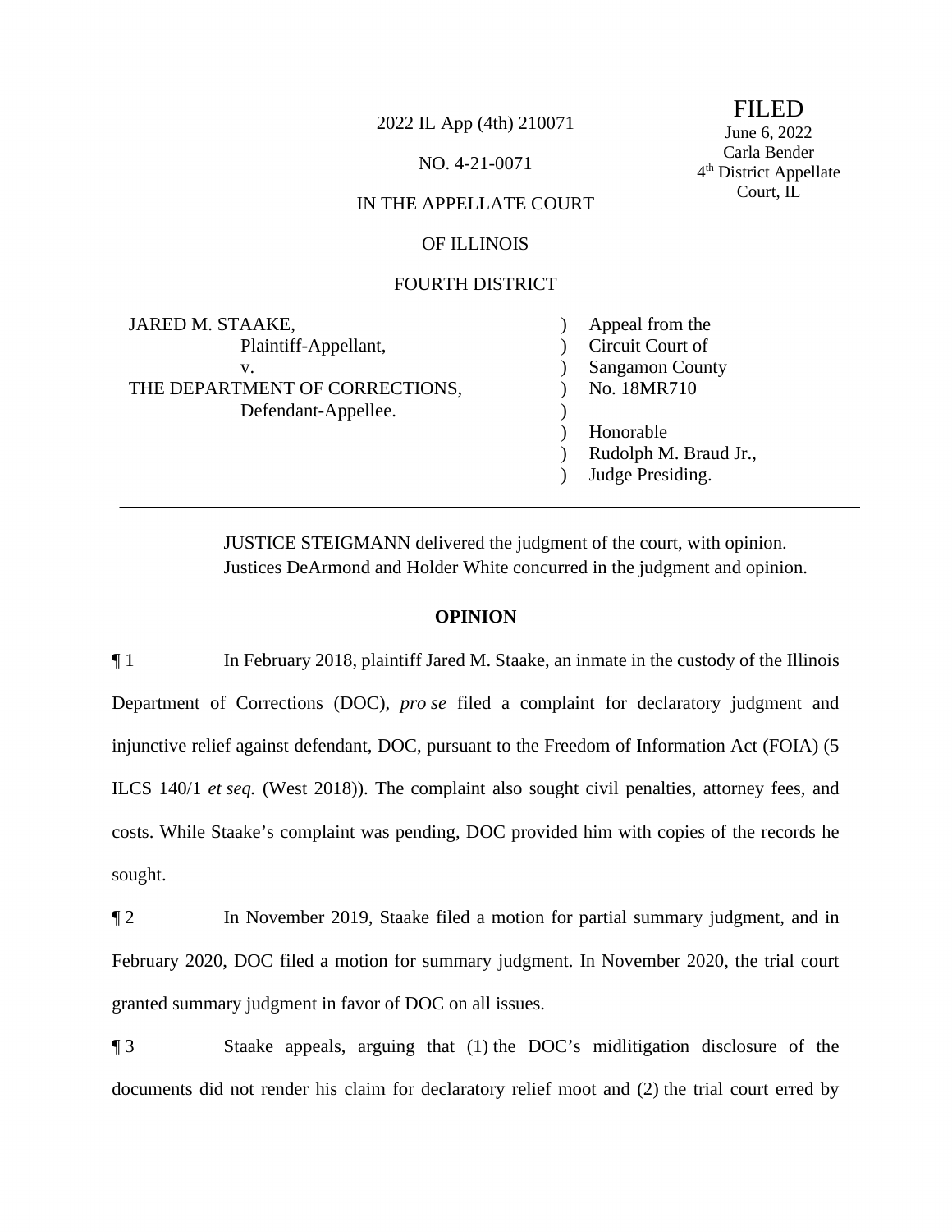2022 IL App (4th) 210071

NO. 4-21-0071

IN THE APPELLATE COURT

OF ILLINOIS

FOURTH DISTRICT

FILED
June 6, 2022
Carla Bender
4th District Appellate Court, IL

| | | |
|---|---|---|
| JARED M. STAAKE, Plaintiff-Appellant, v. THE DEPARTMENT OF CORRECTIONS, Defendant-Appellee. | ) | Appeal from the Circuit Court of Sangamon County No. 18MR710 Honorable Rudolph M. Braud Jr., Judge Presiding. |

JUSTICE STEIGMANN delivered the judgment of the court, with opinion.
Justices DeArmond and Holder White concurred in the judgment and opinion.

**OPINION**

¶ 1 In February 2018, plaintiff Jared M. Staake, an inmate in the custody of the Illinois Department of Corrections (DOC), *pro se* filed a complaint for declaratory judgment and injunctive relief against defendant, DOC, pursuant to the Freedom of Information Act (FOIA) (5 ILCS 140/1 *et seq.* (West 2018)). The complaint also sought civil penalties, attorney fees, and costs. While Staake's complaint was pending, DOC provided him with copies of the records he sought.

¶ 2 In November 2019, Staake filed a motion for partial summary judgment, and in February 2020, DOC filed a motion for summary judgment. In November 2020, the trial court granted summary judgment in favor of DOC on all issues.

¶ 3 Staake appeals, arguing that (1) the DOC's midlitigation disclosure of the documents did not render his claim for declaratory relief moot and (2) the trial court erred by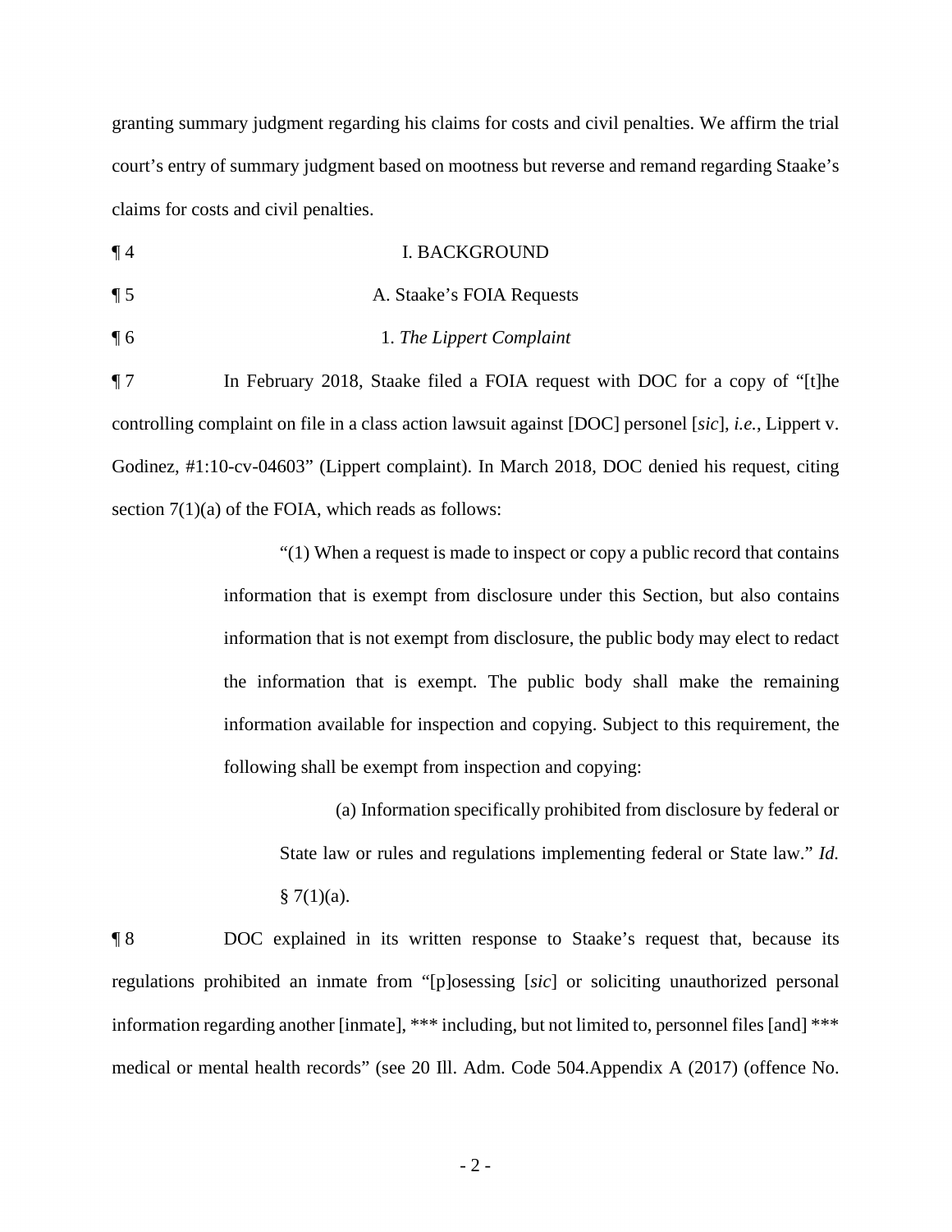granting summary judgment regarding his claims for costs and civil penalties. We affirm the trial court's entry of summary judgment based on mootness but reverse and remand regarding Staake's claims for costs and civil penalties.

¶ 4 I. BACKGROUND

¶ 5 A. Staake's FOIA Requests

¶ 6 1. *The Lippert Complaint*

¶ 7 In February 2018, Staake filed a FOIA request with DOC for a copy of "[t]he controlling complaint on file in a class action lawsuit against [DOC] personel [*sic*], *i.e.*, Lippert v. Godinez, #1:10-cv-04603" (Lippert complaint). In March 2018, DOC denied his request, citing section 7(1)(a) of the FOIA, which reads as follows:

> "(1) When a request is made to inspect or copy a public record that contains information that is exempt from disclosure under this Section, but also contains information that is not exempt from disclosure, the public body may elect to redact the information that is exempt. The public body shall make the remaining information available for inspection and copying. Subject to this requirement, the following shall be exempt from inspection and copying:
>
> > (a) Information specifically prohibited from disclosure by federal or State law or rules and regulations implementing federal or State law." *Id.* § 7(1)(a).

¶ 8 DOC explained in its written response to Staake's request that, because its regulations prohibited an inmate from "[p]osessing [*sic*] or soliciting unauthorized personal information regarding another [inmate], *** including, but not limited to, personnel files [and] *** medical or mental health records" (see 20 Ill. Adm. Code 504.Appendix A (2017) (offence No.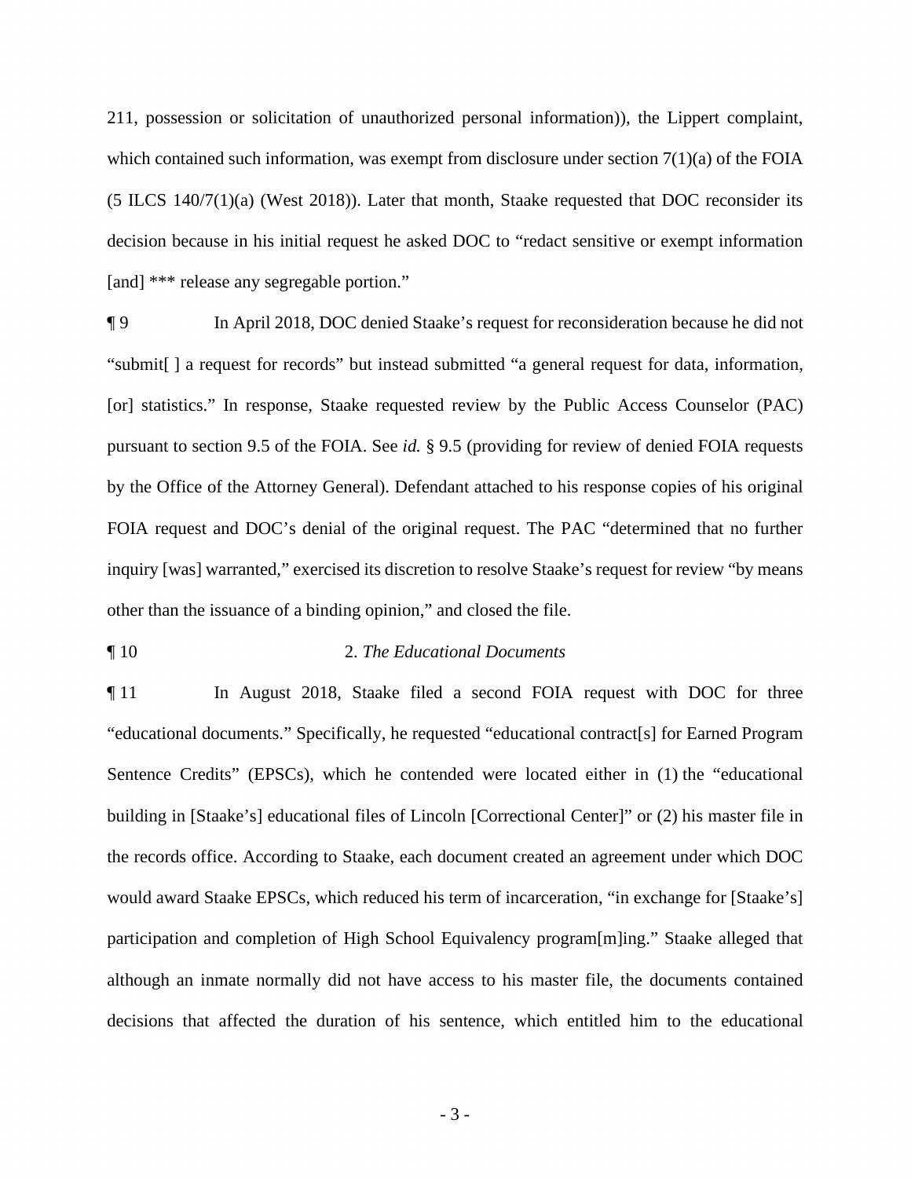211, possession or solicitation of unauthorized personal information)), the Lippert complaint, which contained such information, was exempt from disclosure under section 7(1)(a) of the FOIA (5 ILCS 140/7(1)(a) (West 2018)). Later that month, Staake requested that DOC reconsider its decision because in his initial request he asked DOC to "redact sensitive or exempt information [and] *** release any segregable portion."

¶ 9 In April 2018, DOC denied Staake's request for reconsideration because he did not "submit[ ] a request for records" but instead submitted "a general request for data, information, [or] statistics." In response, Staake requested review by the Public Access Counselor (PAC) pursuant to section 9.5 of the FOIA. See *id.* § 9.5 (providing for review of denied FOIA requests by the Office of the Attorney General). Defendant attached to his response copies of his original FOIA request and DOC's denial of the original request. The PAC "determined that no further inquiry [was] warranted," exercised its discretion to resolve Staake's request for review "by means other than the issuance of a binding opinion," and closed the file.

¶ 10 2. *The Educational Documents*

¶ 11 In August 2018, Staake filed a second FOIA request with DOC for three "educational documents." Specifically, he requested "educational contract[s] for Earned Program Sentence Credits" (EPSCs), which he contended were located either in (1) the "educational building in [Staake's] educational files of Lincoln [Correctional Center]" or (2) his master file in the records office. According to Staake, each document created an agreement under which DOC would award Staake EPSCs, which reduced his term of incarceration, "in exchange for [Staake's] participation and completion of High School Equivalency program[m]ing." Staake alleged that although an inmate normally did not have access to his master file, the documents contained decisions that affected the duration of his sentence, which entitled him to the educational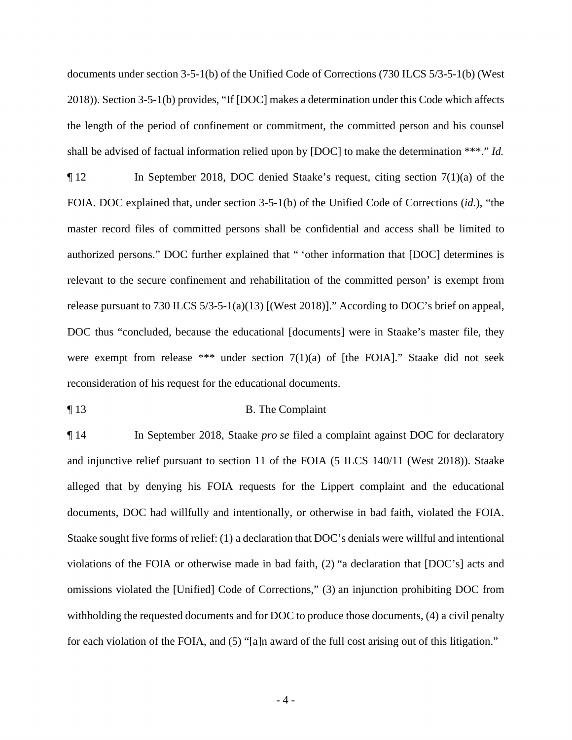documents under section 3-5-1(b) of the Unified Code of Corrections (730 ILCS 5/3-5-1(b) (West 2018)). Section 3-5-1(b) provides, "If [DOC] makes a determination under this Code which affects the length of the period of confinement or commitment, the committed person and his counsel shall be advised of factual information relied upon by [DOC] to make the determination ***." *Id.*

¶ 12 In September 2018, DOC denied Staake's request, citing section 7(1)(a) of the FOIA. DOC explained that, under section 3-5-1(b) of the Unified Code of Corrections (*id.*), "the master record files of committed persons shall be confidential and access shall be limited to authorized persons." DOC further explained that " 'other information that [DOC] determines is relevant to the secure confinement and rehabilitation of the committed person' is exempt from release pursuant to 730 ILCS 5/3-5-1(a)(13) [(West 2018)]." According to DOC's brief on appeal, DOC thus "concluded, because the educational [documents] were in Staake's master file, they were exempt from release *** under section 7(1)(a) of [the FOIA]." Staake did not seek reconsideration of his request for the educational documents.

¶ 13 B. The Complaint

¶ 14 In September 2018, Staake *pro se* filed a complaint against DOC for declaratory and injunctive relief pursuant to section 11 of the FOIA (5 ILCS 140/11 (West 2018)). Staake alleged that by denying his FOIA requests for the Lippert complaint and the educational documents, DOC had willfully and intentionally, or otherwise in bad faith, violated the FOIA. Staake sought five forms of relief: (1) a declaration that DOC's denials were willful and intentional violations of the FOIA or otherwise made in bad faith, (2) "a declaration that [DOC's] acts and omissions violated the [Unified] Code of Corrections," (3) an injunction prohibiting DOC from withholding the requested documents and for DOC to produce those documents, (4) a civil penalty for each violation of the FOIA, and (5) "[a]n award of the full cost arising out of this litigation."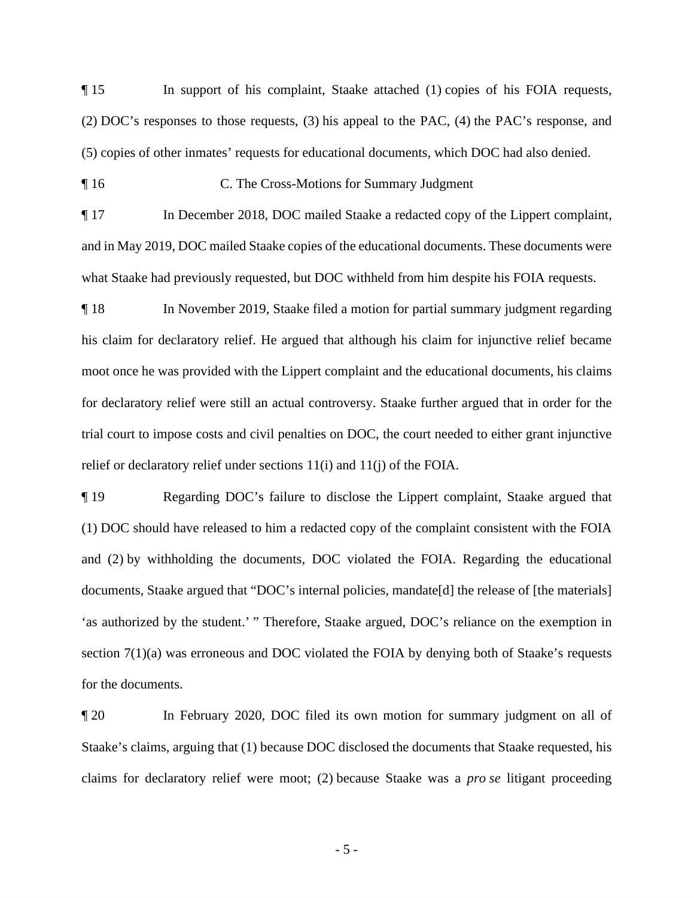¶ 15 In support of his complaint, Staake attached (1) copies of his FOIA requests, (2) DOC's responses to those requests, (3) his appeal to the PAC, (4) the PAC's response, and (5) copies of other inmates' requests for educational documents, which DOC had also denied.

¶ 16 C. The Cross-Motions for Summary Judgment

¶ 17 In December 2018, DOC mailed Staake a redacted copy of the Lippert complaint, and in May 2019, DOC mailed Staake copies of the educational documents. These documents were what Staake had previously requested, but DOC withheld from him despite his FOIA requests.

¶ 18 In November 2019, Staake filed a motion for partial summary judgment regarding his claim for declaratory relief. He argued that although his claim for injunctive relief became moot once he was provided with the Lippert complaint and the educational documents, his claims for declaratory relief were still an actual controversy. Staake further argued that in order for the trial court to impose costs and civil penalties on DOC, the court needed to either grant injunctive relief or declaratory relief under sections 11(i) and 11(j) of the FOIA.

¶ 19 Regarding DOC's failure to disclose the Lippert complaint, Staake argued that (1) DOC should have released to him a redacted copy of the complaint consistent with the FOIA and (2) by withholding the documents, DOC violated the FOIA. Regarding the educational documents, Staake argued that "DOC's internal policies, mandate[d] the release of [the materials] 'as authorized by the student.' " Therefore, Staake argued, DOC's reliance on the exemption in section 7(1)(a) was erroneous and DOC violated the FOIA by denying both of Staake's requests for the documents.

¶ 20 In February 2020, DOC filed its own motion for summary judgment on all of Staake's claims, arguing that (1) because DOC disclosed the documents that Staake requested, his claims for declaratory relief were moot; (2) because Staake was a *pro se* litigant proceeding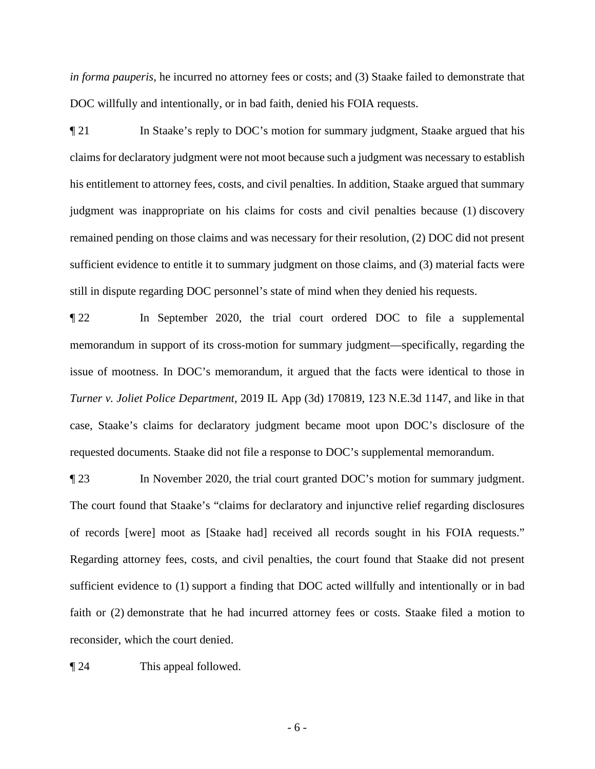*in forma pauperis*, he incurred no attorney fees or costs; and (3) Staake failed to demonstrate that DOC willfully and intentionally, or in bad faith, denied his FOIA requests.

¶ 21 In Staake's reply to DOC's motion for summary judgment, Staake argued that his claims for declaratory judgment were not moot because such a judgment was necessary to establish his entitlement to attorney fees, costs, and civil penalties. In addition, Staake argued that summary judgment was inappropriate on his claims for costs and civil penalties because (1) discovery remained pending on those claims and was necessary for their resolution, (2) DOC did not present sufficient evidence to entitle it to summary judgment on those claims, and (3) material facts were still in dispute regarding DOC personnel's state of mind when they denied his requests.

¶ 22 In September 2020, the trial court ordered DOC to file a supplemental memorandum in support of its cross-motion for summary judgment—specifically, regarding the issue of mootness. In DOC's memorandum, it argued that the facts were identical to those in *Turner v. Joliet Police Department*, 2019 IL App (3d) 170819, 123 N.E.3d 1147, and like in that case, Staake's claims for declaratory judgment became moot upon DOC's disclosure of the requested documents. Staake did not file a response to DOC's supplemental memorandum.

¶ 23 In November 2020, the trial court granted DOC's motion for summary judgment. The court found that Staake's "claims for declaratory and injunctive relief regarding disclosures of records [were] moot as [Staake had] received all records sought in his FOIA requests." Regarding attorney fees, costs, and civil penalties, the court found that Staake did not present sufficient evidence to (1) support a finding that DOC acted willfully and intentionally or in bad faith or (2) demonstrate that he had incurred attorney fees or costs. Staake filed a motion to reconsider, which the court denied.

¶ 24 This appeal followed.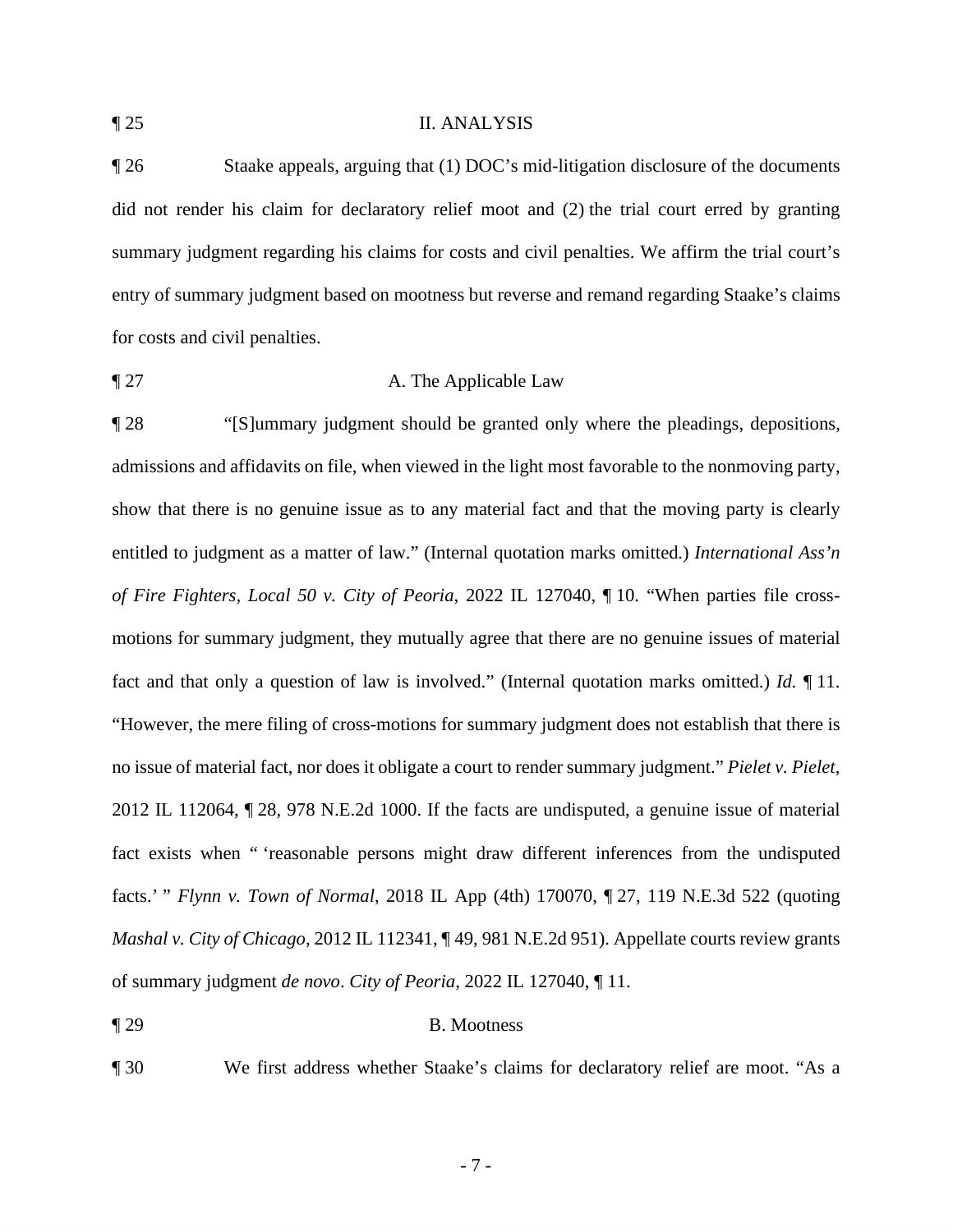¶ 25 II. ANALYSIS

¶ 26 Staake appeals, arguing that (1) DOC's mid-litigation disclosure of the documents did not render his claim for declaratory relief moot and (2) the trial court erred by granting summary judgment regarding his claims for costs and civil penalties. We affirm the trial court's entry of summary judgment based on mootness but reverse and remand regarding Staake's claims for costs and civil penalties.

¶ 27 A. The Applicable Law

¶ 28 "[S]ummary judgment should be granted only where the pleadings, depositions, admissions and affidavits on file, when viewed in the light most favorable to the nonmoving party, show that there is no genuine issue as to any material fact and that the moving party is clearly entitled to judgment as a matter of law." (Internal quotation marks omitted.) *International Ass'n of Fire Fighters, Local 50 v. City of Peoria*, 2022 IL 127040, ¶ 10. "When parties file cross-motions for summary judgment, they mutually agree that there are no genuine issues of material fact and that only a question of law is involved." (Internal quotation marks omitted.) *Id.* ¶ 11. "However, the mere filing of cross-motions for summary judgment does not establish that there is no issue of material fact, nor does it obligate a court to render summary judgment." *Pielet v. Pielet*, 2012 IL 112064, ¶ 28, 978 N.E.2d 1000. If the facts are undisputed, a genuine issue of material fact exists when " 'reasonable persons might draw different inferences from the undisputed facts.' " *Flynn v. Town of Normal*, 2018 IL App (4th) 170070, ¶ 27, 119 N.E.3d 522 (quoting *Mashal v. City of Chicago*, 2012 IL 112341, ¶ 49, 981 N.E.2d 951). Appellate courts review grants of summary judgment *de novo*. *City of Peoria*, 2022 IL 127040, ¶ 11.

¶ 29 B. Mootness

¶ 30 We first address whether Staake's claims for declaratory relief are moot. "As a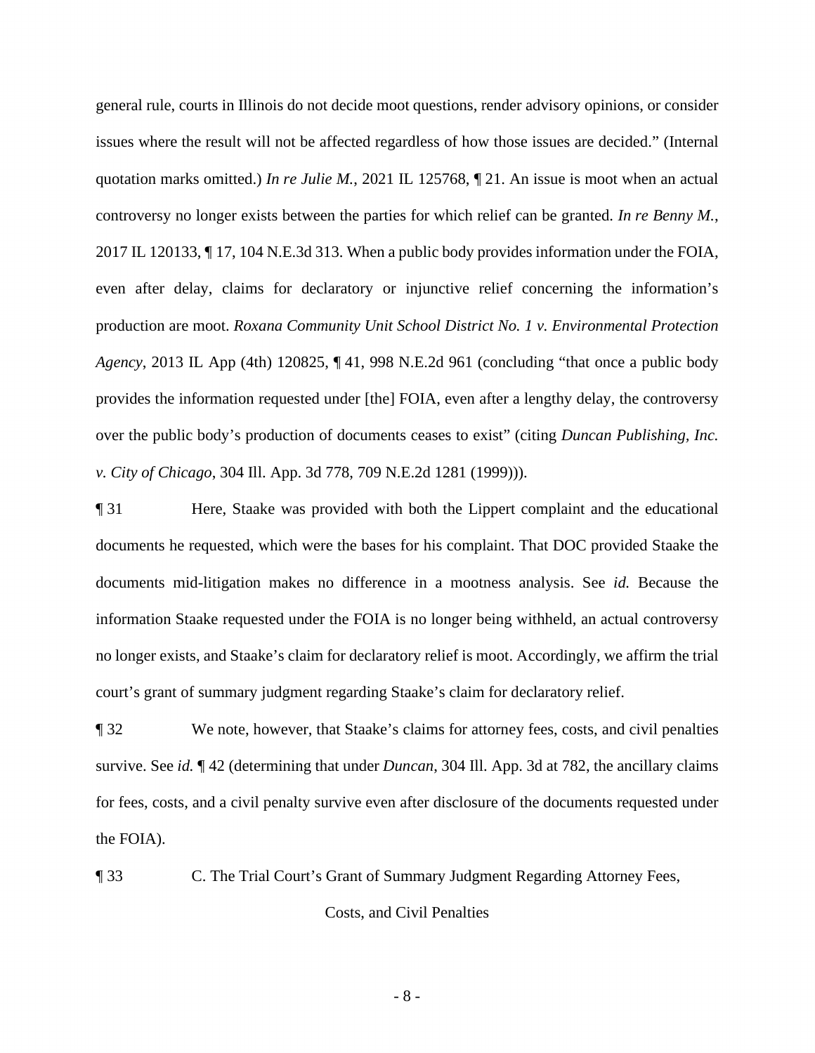general rule, courts in Illinois do not decide moot questions, render advisory opinions, or consider issues where the result will not be affected regardless of how those issues are decided." (Internal quotation marks omitted.) *In re Julie M.*, 2021 IL 125768, ¶ 21. An issue is moot when an actual controversy no longer exists between the parties for which relief can be granted. *In re Benny M.*, 2017 IL 120133, ¶ 17, 104 N.E.3d 313. When a public body provides information under the FOIA, even after delay, claims for declaratory or injunctive relief concerning the information's production are moot. *Roxana Community Unit School District No. 1 v. Environmental Protection Agency*, 2013 IL App (4th) 120825, ¶ 41, 998 N.E.2d 961 (concluding "that once a public body provides the information requested under [the] FOIA, even after a lengthy delay, the controversy over the public body's production of documents ceases to exist" (citing *Duncan Publishing, Inc. v. City of Chicago*, 304 Ill. App. 3d 778, 709 N.E.2d 1281 (1999))).

¶ 31 Here, Staake was provided with both the Lippert complaint and the educational documents he requested, which were the bases for his complaint. That DOC provided Staake the documents mid-litigation makes no difference in a mootness analysis. See *id.* Because the information Staake requested under the FOIA is no longer being withheld, an actual controversy no longer exists, and Staake's claim for declaratory relief is moot. Accordingly, we affirm the trial court's grant of summary judgment regarding Staake's claim for declaratory relief.

¶ 32 We note, however, that Staake's claims for attorney fees, costs, and civil penalties survive. See *id.* ¶ 42 (determining that under *Duncan*, 304 Ill. App. 3d at 782, the ancillary claims for fees, costs, and a civil penalty survive even after disclosure of the documents requested under the FOIA).

¶ 33 C. The Trial Court's Grant of Summary Judgment Regarding Attorney Fees, Costs, and Civil Penalties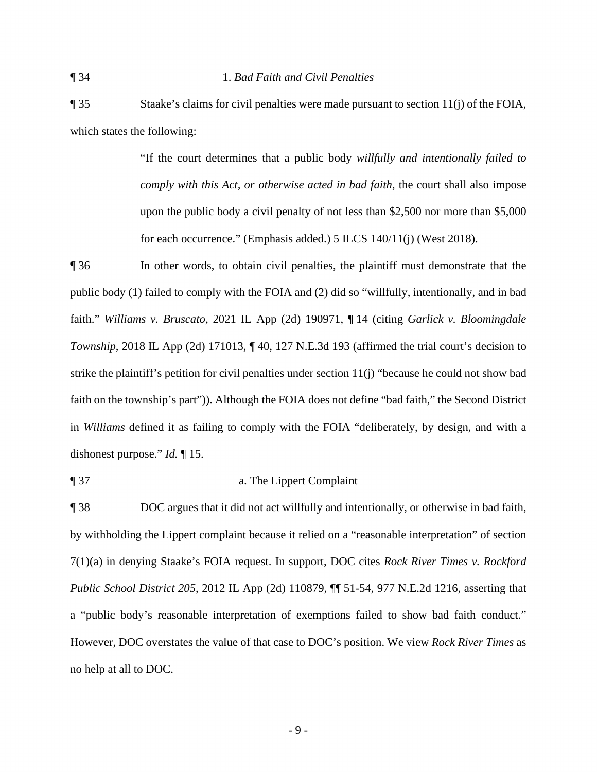¶ 34 1. *Bad Faith and Civil Penalties*

¶ 35 Staake's claims for civil penalties were made pursuant to section 11(j) of the FOIA, which states the following:

> "If the court determines that a public body *willfully and intentionally failed to comply with this Act, or otherwise acted in bad faith*, the court shall also impose upon the public body a civil penalty of not less than $2,500 nor more than $5,000 for each occurrence." (Emphasis added.) 5 ILCS 140/11(j) (West 2018).

¶ 36 In other words, to obtain civil penalties, the plaintiff must demonstrate that the public body (1) failed to comply with the FOIA and (2) did so "willfully, intentionally, and in bad faith." *Williams v. Bruscato*, 2021 IL App (2d) 190971, ¶ 14 (citing *Garlick v. Bloomingdale Township*, 2018 IL App (2d) 171013, ¶ 40, 127 N.E.3d 193 (affirmed the trial court's decision to strike the plaintiff's petition for civil penalties under section 11(j) "because he could not show bad faith on the township's part")). Although the FOIA does not define "bad faith," the Second District in *Williams* defined it as failing to comply with the FOIA "deliberately, by design, and with a dishonest purpose." *Id.* ¶ 15.

¶ 37 a. The Lippert Complaint

¶ 38 DOC argues that it did not act willfully and intentionally, or otherwise in bad faith, by withholding the Lippert complaint because it relied on a "reasonable interpretation" of section 7(1)(a) in denying Staake's FOIA request. In support, DOC cites *Rock River Times v. Rockford Public School District 205*, 2012 IL App (2d) 110879, ¶¶ 51-54, 977 N.E.2d 1216, asserting that a "public body's reasonable interpretation of exemptions failed to show bad faith conduct." However, DOC overstates the value of that case to DOC's position. We view *Rock River Times* as no help at all to DOC.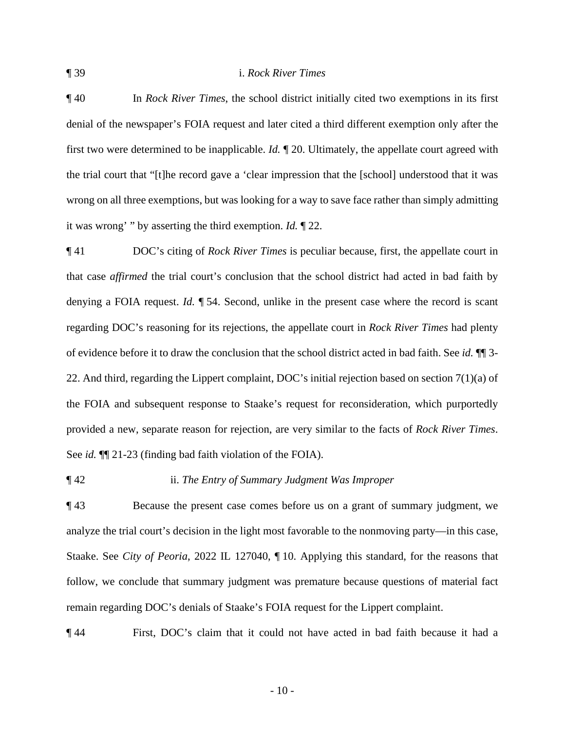¶ 39 i. *Rock River Times*

¶ 40 In *Rock River Times*, the school district initially cited two exemptions in its first denial of the newspaper's FOIA request and later cited a third different exemption only after the first two were determined to be inapplicable. *Id.* ¶ 20. Ultimately, the appellate court agreed with the trial court that "[t]he record gave a 'clear impression that the [school] understood that it was wrong on all three exemptions, but was looking for a way to save face rather than simply admitting it was wrong' " by asserting the third exemption. *Id.* ¶ 22.

¶ 41 DOC's citing of *Rock River Times* is peculiar because, first, the appellate court in that case *affirmed* the trial court's conclusion that the school district had acted in bad faith by denying a FOIA request. *Id.* ¶ 54. Second, unlike in the present case where the record is scant regarding DOC's reasoning for its rejections, the appellate court in *Rock River Times* had plenty of evidence before it to draw the conclusion that the school district acted in bad faith. See *id.* ¶¶ 3-22. And third, regarding the Lippert complaint, DOC's initial rejection based on section 7(1)(a) of the FOIA and subsequent response to Staake's request for reconsideration, which purportedly provided a new, separate reason for rejection, are very similar to the facts of *Rock River Times*. See *id.* ¶¶ 21-23 (finding bad faith violation of the FOIA).

¶ 42 ii. *The Entry of Summary Judgment Was Improper*

¶ 43 Because the present case comes before us on a grant of summary judgment, we analyze the trial court's decision in the light most favorable to the nonmoving party—in this case, Staake. See *City of Peoria*, 2022 IL 127040, ¶ 10. Applying this standard, for the reasons that follow, we conclude that summary judgment was premature because questions of material fact remain regarding DOC's denials of Staake's FOIA request for the Lippert complaint.

¶ 44 First, DOC's claim that it could not have acted in bad faith because it had a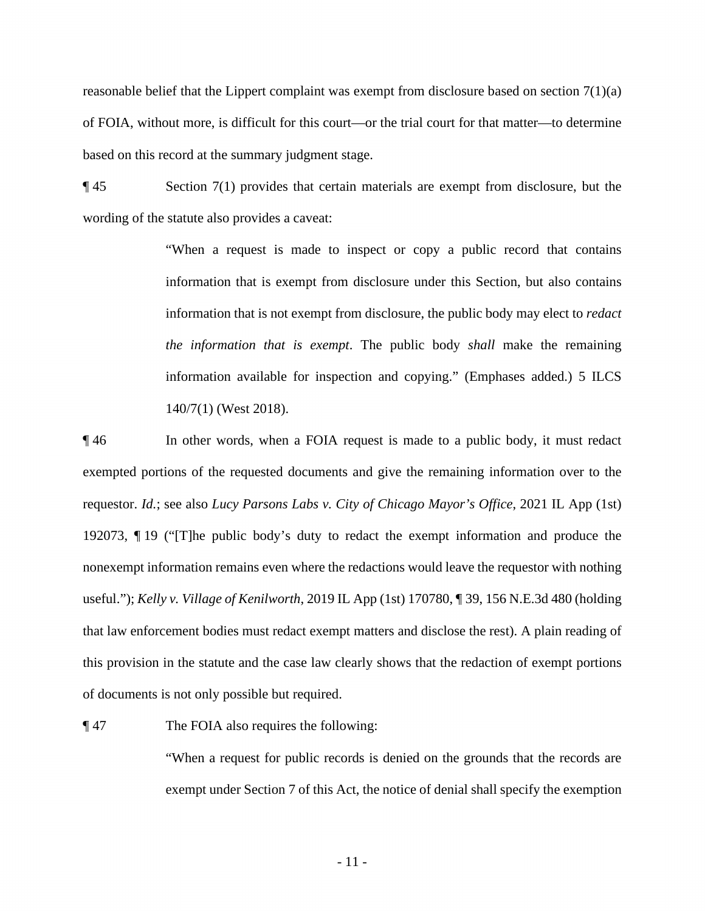reasonable belief that the Lippert complaint was exempt from disclosure based on section 7(1)(a) of FOIA, without more, is difficult for this court—or the trial court for that matter—to determine based on this record at the summary judgment stage.

¶ 45 Section 7(1) provides that certain materials are exempt from disclosure, but the wording of the statute also provides a caveat:

> "When a request is made to inspect or copy a public record that contains information that is exempt from disclosure under this Section, but also contains information that is not exempt from disclosure, the public body may elect to *redact the information that is exempt*. The public body *shall* make the remaining information available for inspection and copying." (Emphases added.) 5 ILCS 140/7(1) (West 2018).

¶ 46 In other words, when a FOIA request is made to a public body, it must redact exempted portions of the requested documents and give the remaining information over to the requestor. *Id.*; see also *Lucy Parsons Labs v. City of Chicago Mayor's Office*, 2021 IL App (1st) 192073, ¶ 19 ("[T]he public body's duty to redact the exempt information and produce the nonexempt information remains even where the redactions would leave the requestor with nothing useful."); *Kelly v. Village of Kenilworth*, 2019 IL App (1st) 170780, ¶ 39, 156 N.E.3d 480 (holding that law enforcement bodies must redact exempt matters and disclose the rest). A plain reading of this provision in the statute and the case law clearly shows that the redaction of exempt portions of documents is not only possible but required.

¶ 47 The FOIA also requires the following:

> "When a request for public records is denied on the grounds that the records are exempt under Section 7 of this Act, the notice of denial shall specify the exemption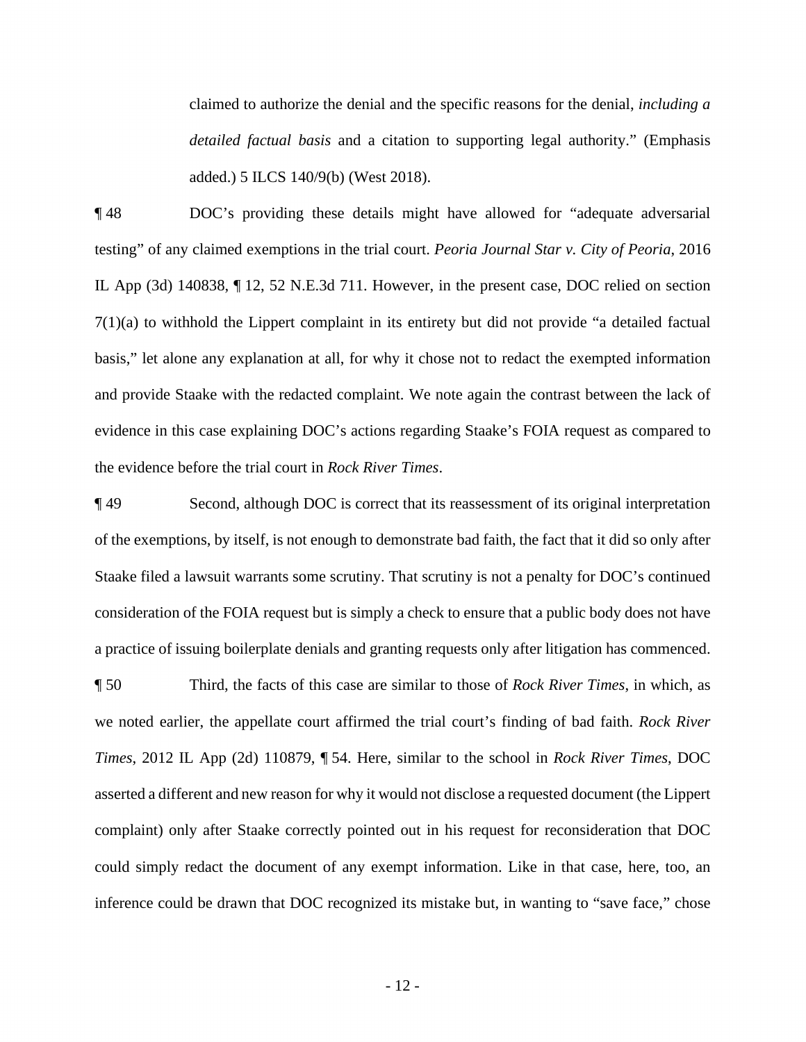claimed to authorize the denial and the specific reasons for the denial, *including a detailed factual basis* and a citation to supporting legal authority." (Emphasis added.) 5 ILCS 140/9(b) (West 2018).

¶ 48 DOC's providing these details might have allowed for "adequate adversarial testing" of any claimed exemptions in the trial court. *Peoria Journal Star v. City of Peoria*, 2016 IL App (3d) 140838, ¶ 12, 52 N.E.3d 711. However, in the present case, DOC relied on section 7(1)(a) to withhold the Lippert complaint in its entirety but did not provide "a detailed factual basis," let alone any explanation at all, for why it chose not to redact the exempted information and provide Staake with the redacted complaint. We note again the contrast between the lack of evidence in this case explaining DOC's actions regarding Staake's FOIA request as compared to the evidence before the trial court in *Rock River Times*.

¶ 49 Second, although DOC is correct that its reassessment of its original interpretation of the exemptions, by itself, is not enough to demonstrate bad faith, the fact that it did so only after Staake filed a lawsuit warrants some scrutiny. That scrutiny is not a penalty for DOC's continued consideration of the FOIA request but is simply a check to ensure that a public body does not have a practice of issuing boilerplate denials and granting requests only after litigation has commenced.

¶ 50 Third, the facts of this case are similar to those of *Rock River Times*, in which, as we noted earlier, the appellate court affirmed the trial court's finding of bad faith. *Rock River Times*, 2012 IL App (2d) 110879, ¶ 54. Here, similar to the school in *Rock River Times*, DOC asserted a different and new reason for why it would not disclose a requested document (the Lippert complaint) only after Staake correctly pointed out in his request for reconsideration that DOC could simply redact the document of any exempt information. Like in that case, here, too, an inference could be drawn that DOC recognized its mistake but, in wanting to "save face," chose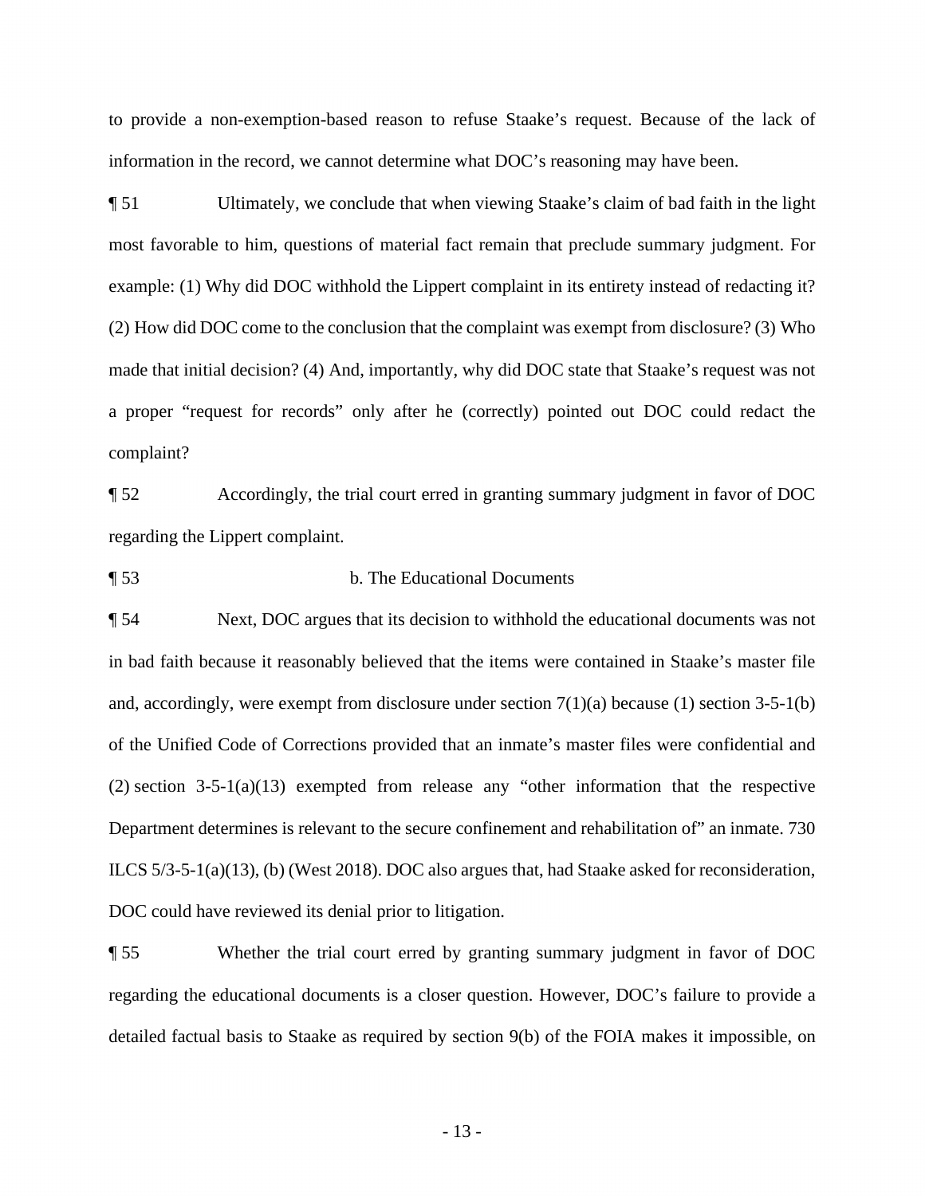to provide a non-exemption-based reason to refuse Staake's request. Because of the lack of information in the record, we cannot determine what DOC's reasoning may have been.

¶ 51 Ultimately, we conclude that when viewing Staake's claim of bad faith in the light most favorable to him, questions of material fact remain that preclude summary judgment. For example: (1) Why did DOC withhold the Lippert complaint in its entirety instead of redacting it? (2) How did DOC come to the conclusion that the complaint was exempt from disclosure? (3) Who made that initial decision? (4) And, importantly, why did DOC state that Staake's request was not a proper "request for records" only after he (correctly) pointed out DOC could redact the complaint?

¶ 52 Accordingly, the trial court erred in granting summary judgment in favor of DOC regarding the Lippert complaint.

¶ 53 b. The Educational Documents

¶ 54 Next, DOC argues that its decision to withhold the educational documents was not in bad faith because it reasonably believed that the items were contained in Staake's master file and, accordingly, were exempt from disclosure under section 7(1)(a) because (1) section 3-5-1(b) of the Unified Code of Corrections provided that an inmate's master files were confidential and (2) section 3-5-1(a)(13) exempted from release any "other information that the respective Department determines is relevant to the secure confinement and rehabilitation of" an inmate. 730 ILCS 5/3-5-1(a)(13), (b) (West 2018). DOC also argues that, had Staake asked for reconsideration, DOC could have reviewed its denial prior to litigation.

¶ 55 Whether the trial court erred by granting summary judgment in favor of DOC regarding the educational documents is a closer question. However, DOC's failure to provide a detailed factual basis to Staake as required by section 9(b) of the FOIA makes it impossible, on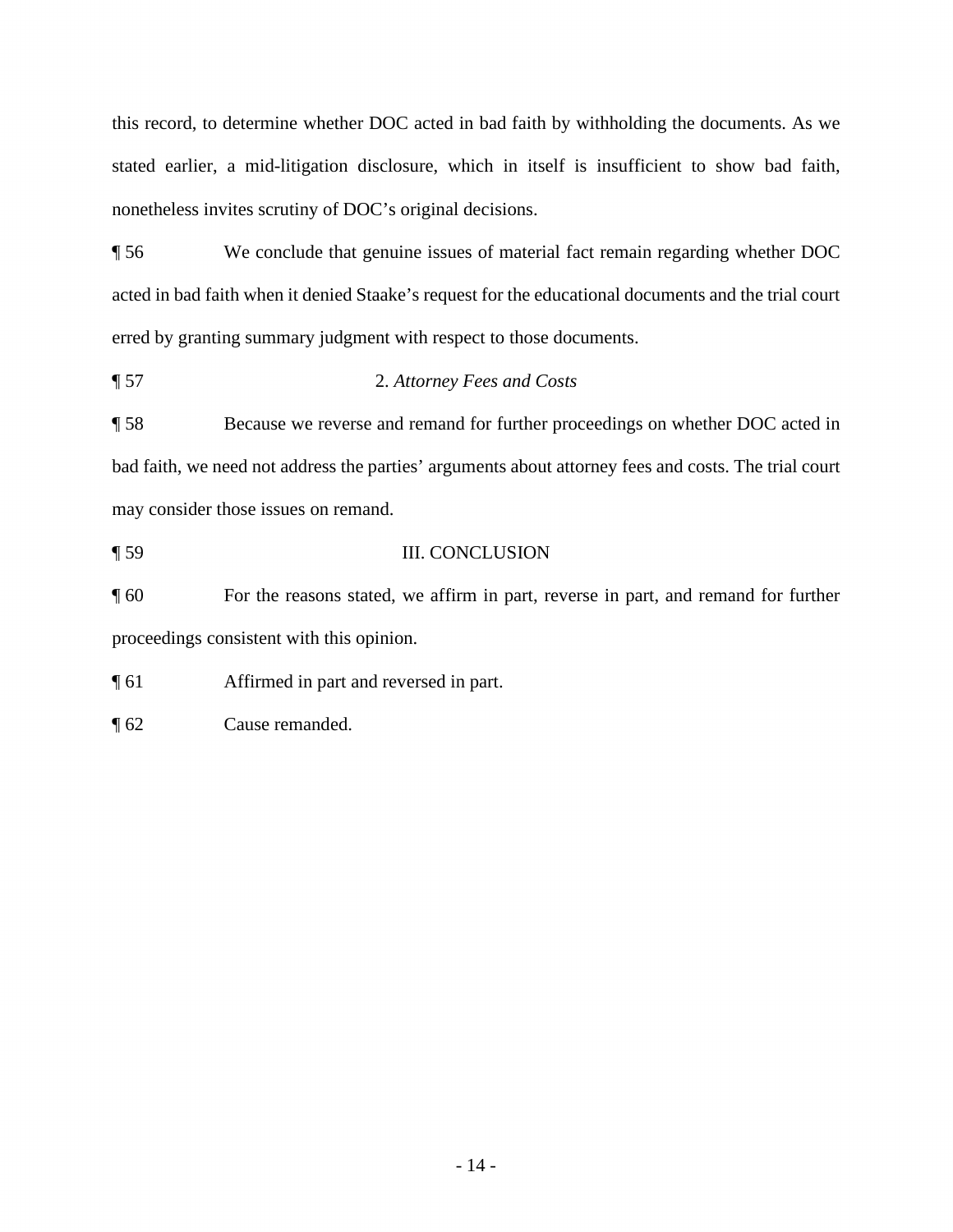this record, to determine whether DOC acted in bad faith by withholding the documents. As we stated earlier, a mid-litigation disclosure, which in itself is insufficient to show bad faith, nonetheless invites scrutiny of DOC's original decisions.

¶ 56 We conclude that genuine issues of material fact remain regarding whether DOC acted in bad faith when it denied Staake's request for the educational documents and the trial court erred by granting summary judgment with respect to those documents.

¶ 57 2. *Attorney Fees and Costs*

¶ 58 Because we reverse and remand for further proceedings on whether DOC acted in bad faith, we need not address the parties' arguments about attorney fees and costs. The trial court may consider those issues on remand.

¶ 59 III. CONCLUSION

¶ 60 For the reasons stated, we affirm in part, reverse in part, and remand for further proceedings consistent with this opinion.

¶ 61 Affirmed in part and reversed in part.

¶ 62 Cause remanded.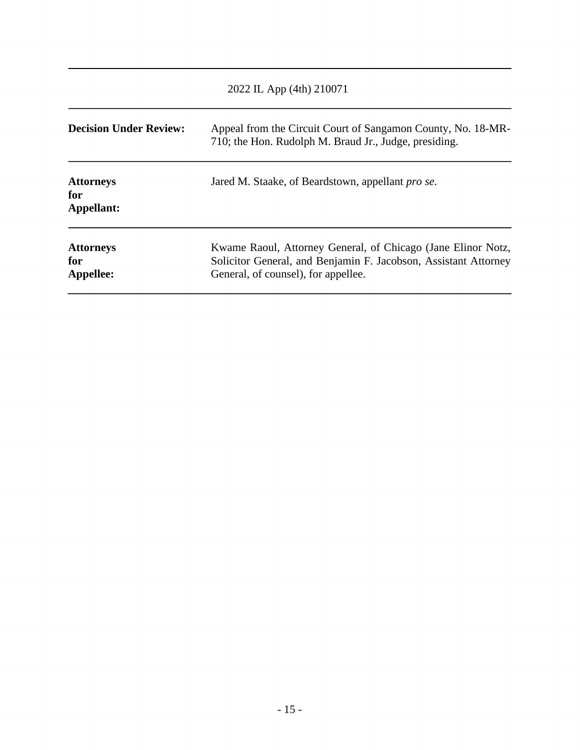2022 IL App (4th) 210071

| | |
|---|---|
| **Decision Under Review:** | Appeal from the Circuit Court of Sangamon County, No. 18-MR-710; the Hon. Rudolph M. Braud Jr., Judge, presiding. |
| **Attorneys for Appellant:** | Jared M. Staake, of Beardstown, appellant *pro se*. |
| **Attorneys for Appellee:** | Kwame Raoul, Attorney General, of Chicago (Jane Elinor Notz, Solicitor General, and Benjamin F. Jacobson, Assistant Attorney General, of counsel), for appellee. |